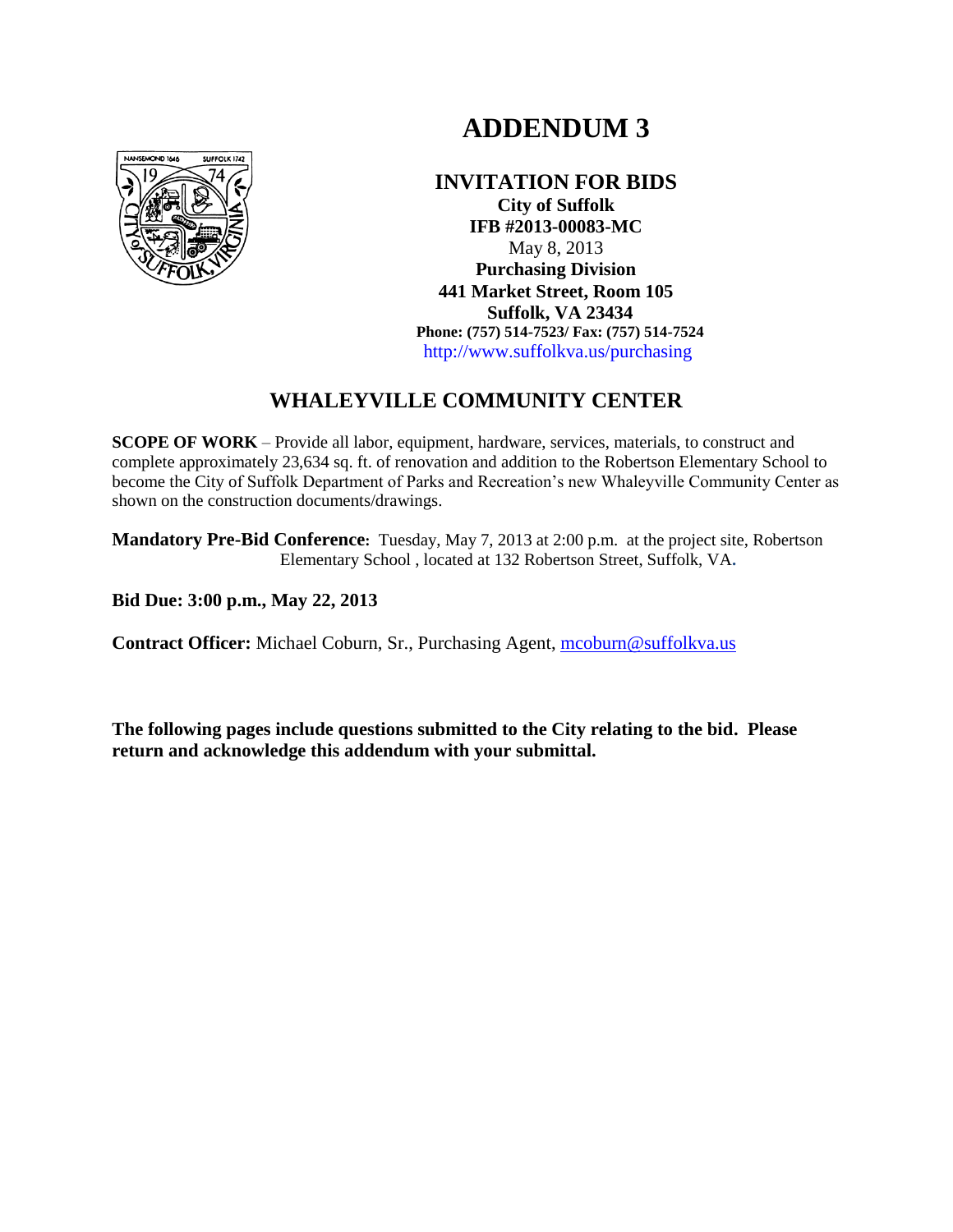# ADDENDUM 3

**INVITATION FOR BIDS**
**City of Suffolk**
**IFB #2013-00083-MC**
May 8, 2013
**Purchasing Division**
**441 Market Street, Room 105**
**Suffolk, VA 23434**
**Phone: (757) 514-7523/ Fax: (757) 514-7524**
http://www.suffolkva.us/purchasing

## WHALEYVILLE COMMUNITY CENTER

**SCOPE OF WORK** – Provide all labor, equipment, hardware, services, materials, to construct and complete approximately 23,634 sq. ft. of renovation and addition to the Robertson Elementary School to become the City of Suffolk Department of Parks and Recreation's new Whaleyville Community Center as shown on the construction documents/drawings.

**Mandatory Pre-Bid Conference:** Tuesday, May 7, 2013 at 2:00 p.m. at the project site, Robertson Elementary School , located at 132 Robertson Street, Suffolk, VA.

**Bid Due: 3:00 p.m., May 22, 2013**

**Contract Officer:** Michael Coburn, Sr., Purchasing Agent, mcoburn@suffolkva.us

**The following pages include questions submitted to the City relating to the bid. Please return and acknowledge this addendum with your submittal.**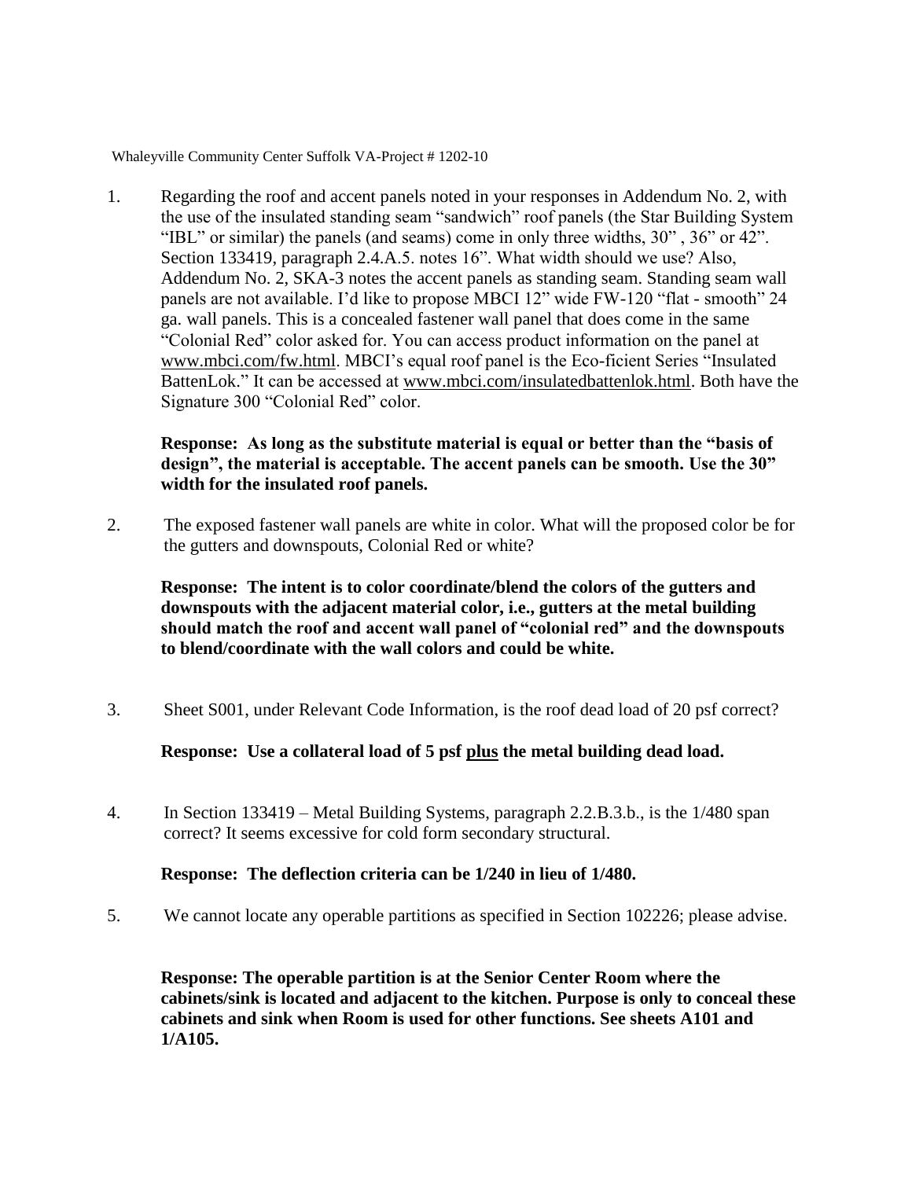Whaleyville Community Center Suffolk VA-Project # 1202-10

1. Regarding the roof and accent panels noted in your responses in Addendum No. 2, with the use of the insulated standing seam "sandwich" roof panels (the Star Building System "IBL" or similar) the panels (and seams) come in only three widths, 30" , 36" or 42". Section 133419, paragraph 2.4.A.5. notes 16". What width should we use? Also, Addendum No. 2, SKA-3 notes the accent panels as standing seam. Standing seam wall panels are not available. I'd like to propose MBCI 12" wide FW-120 "flat - smooth" 24 ga. wall panels. This is a concealed fastener wall panel that does come in the same "Colonial Red" color asked for. You can access product information on the panel at www.mbci.com/fw.html. MBCI's equal roof panel is the Eco-ficient Series "Insulated BattenLok." It can be accessed at www.mbci.com/insulatedbattenlok.html. Both have the Signature 300 "Colonial Red" color.

   **Response: As long as the substitute material is equal or better than the "basis of design", the material is acceptable. The accent panels can be smooth. Use the 30" width for the insulated roof panels.**

2. The exposed fastener wall panels are white in color. What will the proposed color be for the gutters and downspouts, Colonial Red or white?

   **Response: The intent is to color coordinate/blend the colors of the gutters and downspouts with the adjacent material color, i.e., gutters at the metal building should match the roof and accent wall panel of "colonial red" and the downspouts to blend/coordinate with the wall colors and could be white.**

3. Sheet S001, under Relevant Code Information, is the roof dead load of 20 psf correct?

   **Response: Use a collateral load of 5 psf <u>plus</u> the metal building dead load.**

4. In Section 133419 – Metal Building Systems, paragraph 2.2.B.3.b., is the 1/480 span correct? It seems excessive for cold form secondary structural.

   **Response: The deflection criteria can be 1/240 in lieu of 1/480.**

5. We cannot locate any operable partitions as specified in Section 102226; please advise.

   **Response: The operable partition is at the Senior Center Room where the cabinets/sink is located and adjacent to the kitchen. Purpose is only to conceal these cabinets and sink when Room is used for other functions. See sheets A101 and 1/A105.**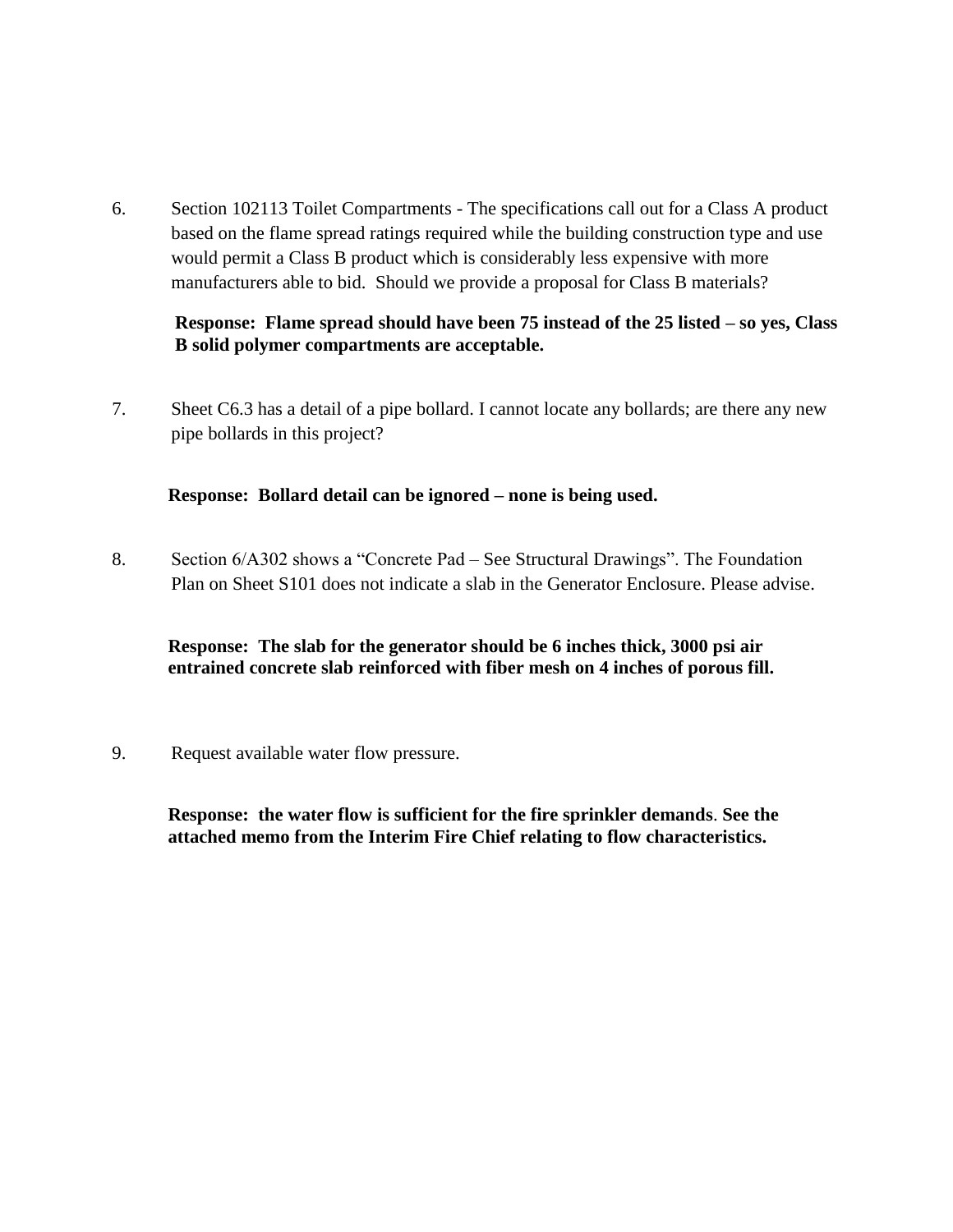6. Section 102113 Toilet Compartments - The specifications call out for a Class A product based on the flame spread ratings required while the building construction type and use would permit a Class B product which is considerably less expensive with more manufacturers able to bid. Should we provide a proposal for Class B materials?

   **Response: Flame spread should have been 75 instead of the 25 listed – so yes, Class B solid polymer compartments are acceptable.**

7. Sheet C6.3 has a detail of a pipe bollard. I cannot locate any bollards; are there any new pipe bollards in this project?

   **Response: Bollard detail can be ignored – none is being used.**

8. Section 6/A302 shows a "Concrete Pad – See Structural Drawings". The Foundation Plan on Sheet S101 does not indicate a slab in the Generator Enclosure. Please advise.

   **Response: The slab for the generator should be 6 inches thick, 3000 psi air entrained concrete slab reinforced with fiber mesh on 4 inches of porous fill.**

9. Request available water flow pressure.

   **Response: the water flow is sufficient for the fire sprinkler demands. See the attached memo from the Interim Fire Chief relating to flow characteristics.**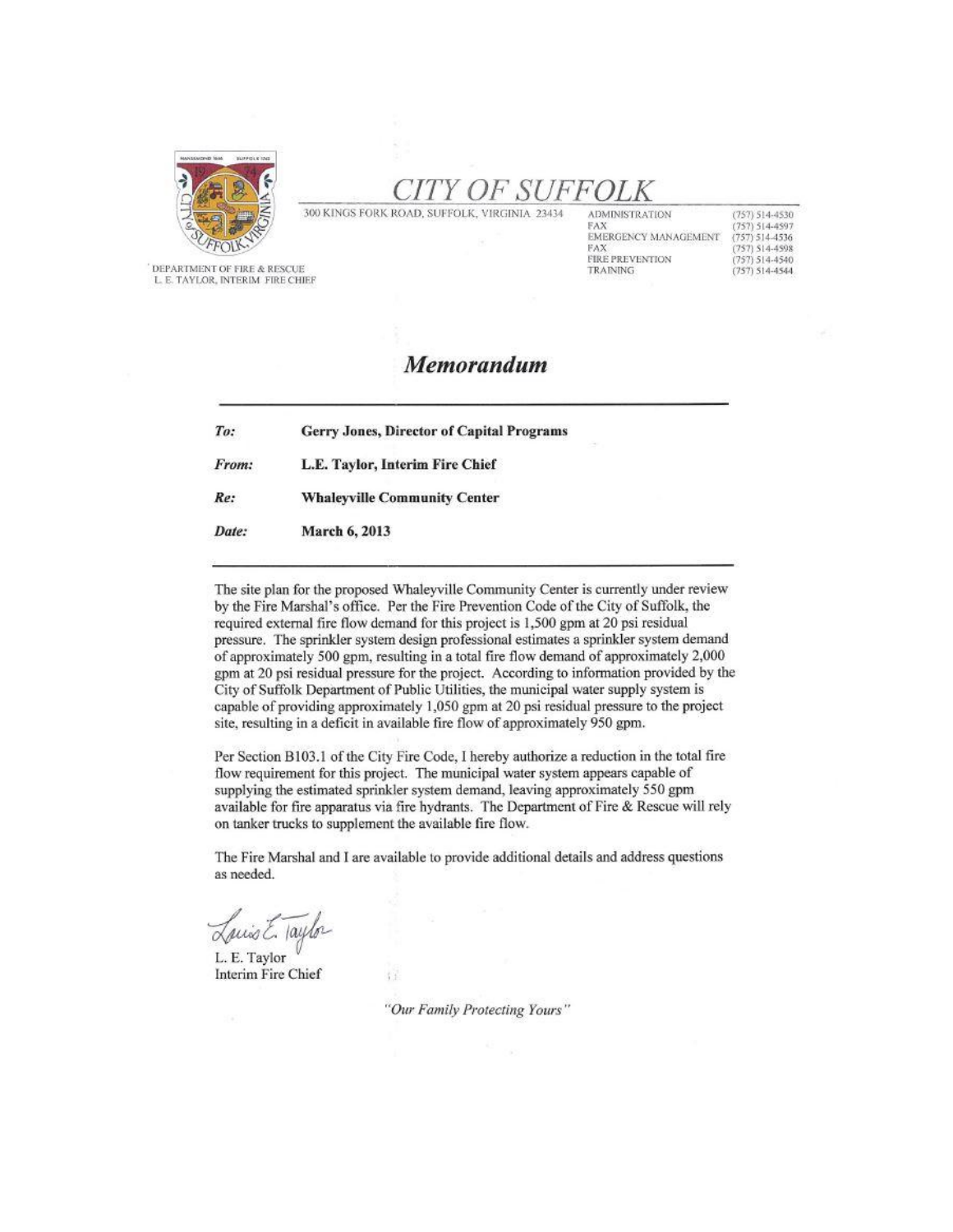# CITY OF SUFFOLK

300 KINGS FORK ROAD, SUFFOLK, VIRGINIA 23434

| | |
|---|---|
| ADMINISTRATION | (757) 514-4530 |
| FAX | (757) 514-4597 |
| EMERGENCY MANAGEMENT | (757) 514-4536 |
| FAX | (757) 514-4598 |
| FIRE PREVENTION | (757) 514-4540 |
| TRAINING | (757) 514-4544 |

DEPARTMENT OF FIRE & RESCUE
L. E. TAYLOR, INTERIM FIRE CHIEF

## *Memorandum*

| | |
|---|---|
| ***To:*** | **Gerry Jones, Director of Capital Programs** |
| ***From:*** | **L.E. Taylor, Interim Fire Chief** |
| ***Re:*** | **Whaleyville Community Center** |
| ***Date:*** | **March 6, 2013** |

The site plan for the proposed Whaleyville Community Center is currently under review by the Fire Marshal's office. Per the Fire Prevention Code of the City of Suffolk, the required external fire flow demand for this project is 1,500 gpm at 20 psi residual pressure. The sprinkler system design professional estimates a sprinkler system demand of approximately 500 gpm, resulting in a total fire flow demand of approximately 2,000 gpm at 20 psi residual pressure for the project. According to information provided by the City of Suffolk Department of Public Utilities, the municipal water supply system is capable of providing approximately 1,050 gpm at 20 psi residual pressure to the project site, resulting in a deficit in available fire flow of approximately 950 gpm.

Per Section B103.1 of the City Fire Code, I hereby authorize a reduction in the total fire flow requirement for this project. The municipal water system appears capable of supplying the estimated sprinkler system demand, leaving approximately 550 gpm available for fire apparatus via fire hydrants. The Department of Fire & Rescue will rely on tanker trucks to supplement the available fire flow.

The Fire Marshal and I are available to provide additional details and address questions as needed.

Louis E. Taylor

L. E. Taylor
Interim Fire Chief

*"Our Family Protecting Yours"*